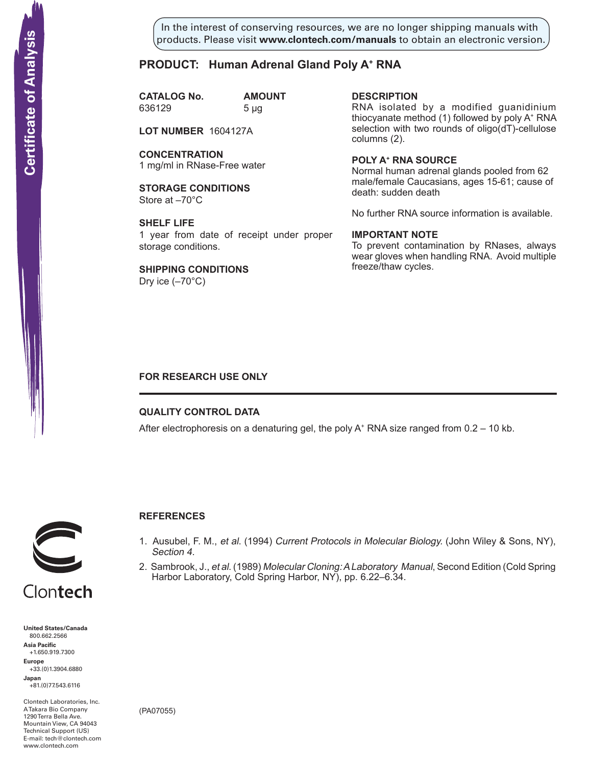Certificate of Analysis

In the interest of conserving resources, we are no longer shipping manuals with products. Please visit **www.clontech.com/manuals** to obtain an electronic version.

# PRODUCT: Human Adrenal Gland Poly A+ RNA

**CATALOG No.** 636129

**AMOUNT** 5 µg

**LOT NUMBER** 1604127A

**CONCENTRATION**
1 mg/ml in RNase-Free water

**STORAGE CONDITIONS**
Store at –70°C

**SHELF LIFE**
1 year from date of receipt under proper storage conditions.

**SHIPPING CONDITIONS**
Dry ice (–70°C)

**DESCRIPTION**
RNA isolated by a modified guanidinium thiocyanate method (1) followed by poly A+ RNA selection with two rounds of oligo(dT)-cellulose columns (2).

**POLY A+ RNA SOURCE**
Normal human adrenal glands pooled from 62 male/female Caucasians, ages 15-61; cause of death: sudden death

No further RNA source information is available.

**IMPORTANT NOTE**
To prevent contamination by RNases, always wear gloves when handling RNA. Avoid multiple freeze/thaw cycles.

**FOR RESEARCH USE ONLY**

---

**QUALITY CONTROL DATA**

After electrophoresis on a denaturing gel, the poly A+ RNA size ranged from 0.2 – 10 kb.

**REFERENCES**

1. Ausubel, F. M., *et al.* (1994) *Current Protocols in Molecular Biology.* (John Wiley & Sons, NY), *Section 4.*
2. Sambrook, J., *et al.* (1989) *Molecular Cloning: A Laboratory Manual*, Second Edition (Cold Spring Harbor Laboratory, Cold Spring Harbor, NY), pp. 6.22–6.34.

Clontech

**United States/Canada**
800.662.2566
**Asia Pacific**
+1.650.919.7300
**Europe**
+33.(0)1.3904.6880
**Japan**
+81.(0)77.543.6116

Clontech Laboratories, Inc.
A Takara Bio Company
1290 Terra Bella Ave.
Mountain View, CA 94043
Technical Support (US)
E-mail: tech@clontech.com
www.clontech.com

(PA07055)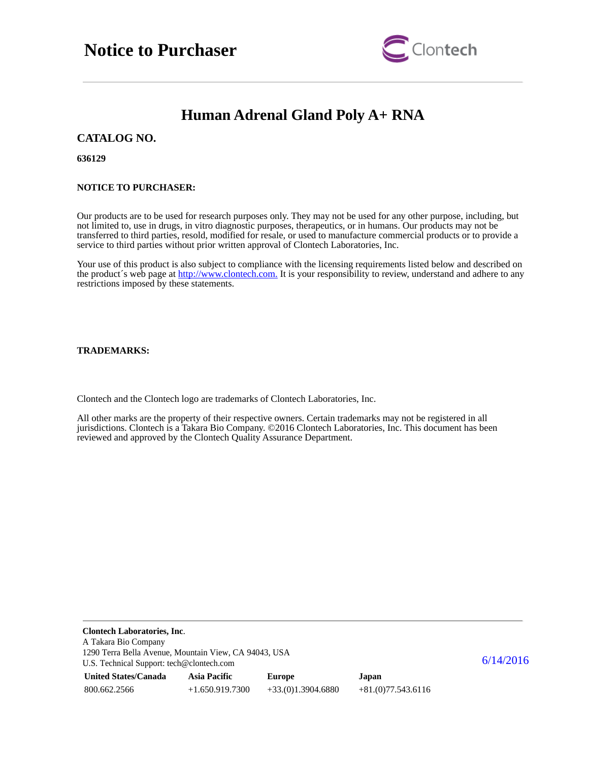# Notice to Purchaser

## Human Adrenal Gland Poly A+ RNA

### CATALOG NO.

**636129**

**NOTICE TO PURCHASER:**

Our products are to be used for research purposes only. They may not be used for any other purpose, including, but not limited to, use in drugs, in vitro diagnostic purposes, therapeutics, or in humans. Our products may not be transferred to third parties, resold, modified for resale, or used to manufacture commercial products or to provide a service to third parties without prior written approval of Clontech Laboratories, Inc.

Your use of this product is also subject to compliance with the licensing requirements listed below and described on the product´s web page at [http://www.clontech.com.](http://www.clontech.com) It is your responsibility to review, understand and adhere to any restrictions imposed by these statements.

**TRADEMARKS:**

Clontech and the Clontech logo are trademarks of Clontech Laboratories, Inc.

All other marks are the property of their respective owners. Certain trademarks may not be registered in all jurisdictions. Clontech is a Takara Bio Company. ©2016 Clontech Laboratories, Inc. This document has been reviewed and approved by the Clontech Quality Assurance Department.

**Clontech Laboratories, Inc.**
A Takara Bio Company
1290 Terra Bella Avenue, Mountain View, CA 94043, USA
U.S. Technical Support: tech@clontech.com

| United States/Canada | Asia Pacific | Europe | Japan |
|---|---|---|---|
| 800.662.2566 | +1.650.919.7300 | +33.(0)1.3904.6880 | +81.(0)77.543.6116 |

6/14/2016